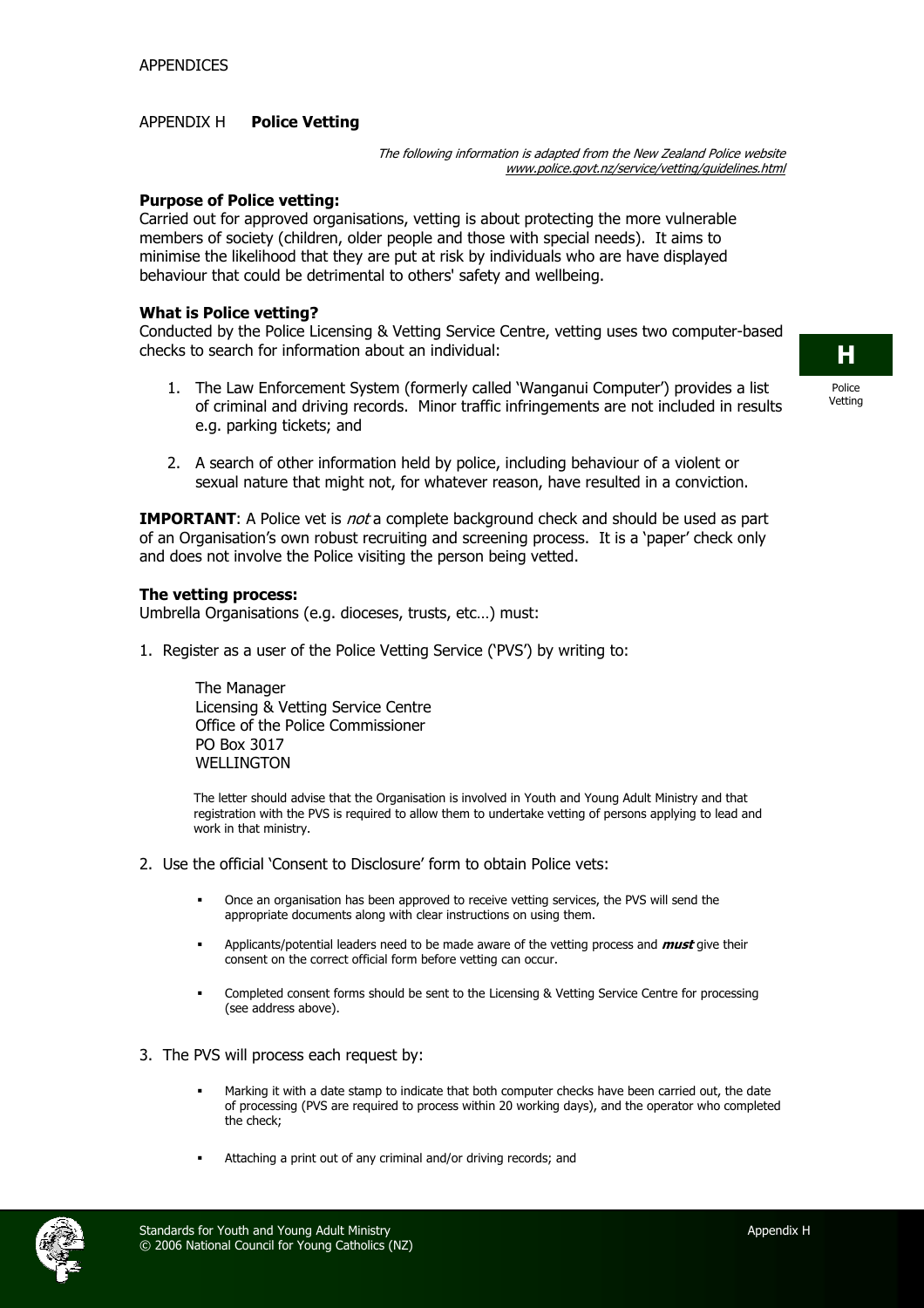APPENDICES

## APPENDIX H **Police Vetting**

*The following information is adapted from the New Zealand Police website www.police.govt.nz/service/vetting/guidelines.html*

**Purpose of Police vetting:**
Carried out for approved organisations, vetting is about protecting the more vulnerable members of society (children, older people and those with special needs). It aims to minimise the likelihood that they are put at risk by individuals who are have displayed behaviour that could be detrimental to others' safety and wellbeing.

**What is Police vetting?**
Conducted by the Police Licensing & Vetting Service Centre, vetting uses two computer-based checks to search for information about an individual:

1. The Law Enforcement System (formerly called 'Wanganui Computer') provides a list of criminal and driving records. Minor traffic infringements are not included in results e.g. parking tickets; and

2. A search of other information held by police, including behaviour of a violent or sexual nature that might not, for whatever reason, have resulted in a conviction.

**IMPORTANT**: A Police vet is *not* a complete background check and should be used as part of an Organisation's own robust recruiting and screening process. It is a 'paper' check only and does not involve the Police visiting the person being vetted.

**The vetting process:**
Umbrella Organisations (e.g. dioceses, trusts, etc…) must:

1. Register as a user of the Police Vetting Service ('PVS') by writing to:

   The Manager
   Licensing & Vetting Service Centre
   Office of the Police Commissioner
   PO Box 3017
   WELLINGTON

   The letter should advise that the Organisation is involved in Youth and Young Adult Ministry and that registration with the PVS is required to allow them to undertake vetting of persons applying to lead and work in that ministry.

2. Use the official 'Consent to Disclosure' form to obtain Police vets:

   - Once an organisation has been approved to receive vetting services, the PVS will send the appropriate documents along with clear instructions on using them.
   - Applicants/potential leaders need to be made aware of the vetting process and ***must*** give their consent on the correct official form before vetting can occur.
   - Completed consent forms should be sent to the Licensing & Vetting Service Centre for processing (see address above).

3. The PVS will process each request by:

   - Marking it with a date stamp to indicate that both computer checks have been carried out, the date of processing (PVS are required to process within 20 working days), and the operator who completed the check;
   - Attaching a print out of any criminal and/or driving records; and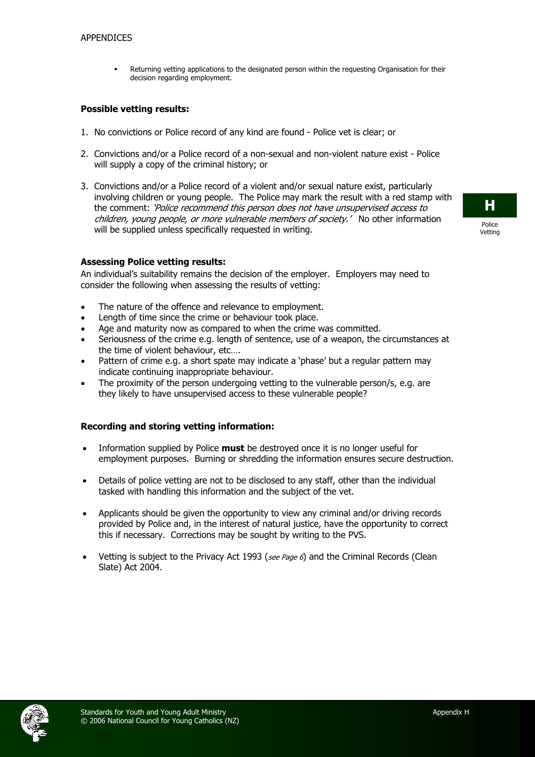- Returning vetting applications to the designated person within the requesting Organisation for their decision regarding employment.

**Possible vetting results:**

1. No convictions or Police record of any kind are found - Police vet is clear; or
2. Convictions and/or a Police record of a non-sexual and non-violent nature exist - Police will supply a copy of the criminal history; or
3. Convictions and/or a Police record of a violent and/or sexual nature exist, particularly involving children or young people. The Police may mark the result with a red stamp with the comment: *'Police recommend this person does not have unsupervised access to children, young people, or more vulnerable members of society.'* No other information will be supplied unless specifically requested in writing.

**Assessing Police vetting results:**

An individual's suitability remains the decision of the employer. Employers may need to consider the following when assessing the results of vetting:

- The nature of the offence and relevance to employment.
- Length of time since the crime or behaviour took place.
- Age and maturity now as compared to when the crime was committed.
- Seriousness of the crime e.g. length of sentence, use of a weapon, the circumstances at the time of violent behaviour, etc….
- Pattern of crime e.g. a short spate may indicate a 'phase' but a regular pattern may indicate continuing inappropriate behaviour.
- The proximity of the person undergoing vetting to the vulnerable person/s, e.g. are they likely to have unsupervised access to these vulnerable people?

**Recording and storing vetting information:**

- Information supplied by Police **must** be destroyed once it is no longer useful for employment purposes. Burning or shredding the information ensures secure destruction.
- Details of police vetting are not to be disclosed to any staff, other than the individual tasked with handling this information and the subject of the vet.
- Applicants should be given the opportunity to view any criminal and/or driving records provided by Police and, in the interest of natural justice, have the opportunity to correct this if necessary. Corrections may be sought by writing to the PVS.
- Vetting is subject to the Privacy Act 1993 (*see Page 6*) and the Criminal Records (Clean Slate) Act 2004.